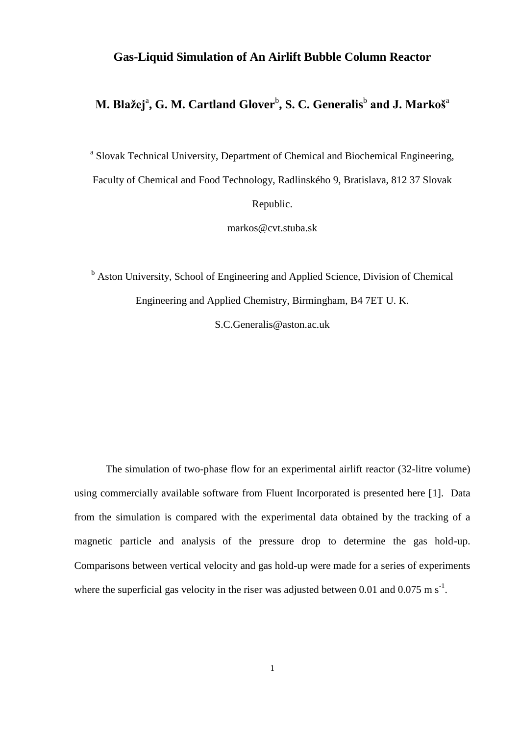# Gas-Liquid Simulation of An Airlift Bubble Column Reactor

**M. Blažej[a], G. M. Cartland Glover[b], S. C. Generalis[b] and J. Markoš[a]**

[a] Slovak Technical University, Department of Chemical and Biochemical Engineering, Faculty of Chemical and Food Technology, Radlinského 9, Bratislava, 812 37 Slovak Republic.

markos@cvt.stuba.sk

[b] Aston University, School of Engineering and Applied Science, Division of Chemical Engineering and Applied Chemistry, Birmingham, B4 7ET U. K.

S.C.Generalis@aston.ac.uk

The simulation of two-phase flow for an experimental airlift reactor (32-litre volume) using commercially available software from Fluent Incorporated is presented here [1]. Data from the simulation is compared with the experimental data obtained by the tracking of a magnetic particle and analysis of the pressure drop to determine the gas hold-up. Comparisons between vertical velocity and gas hold-up were made for a series of experiments where the superficial gas velocity in the riser was adjusted between 0.01 and 0.075 m $s^{-1}$.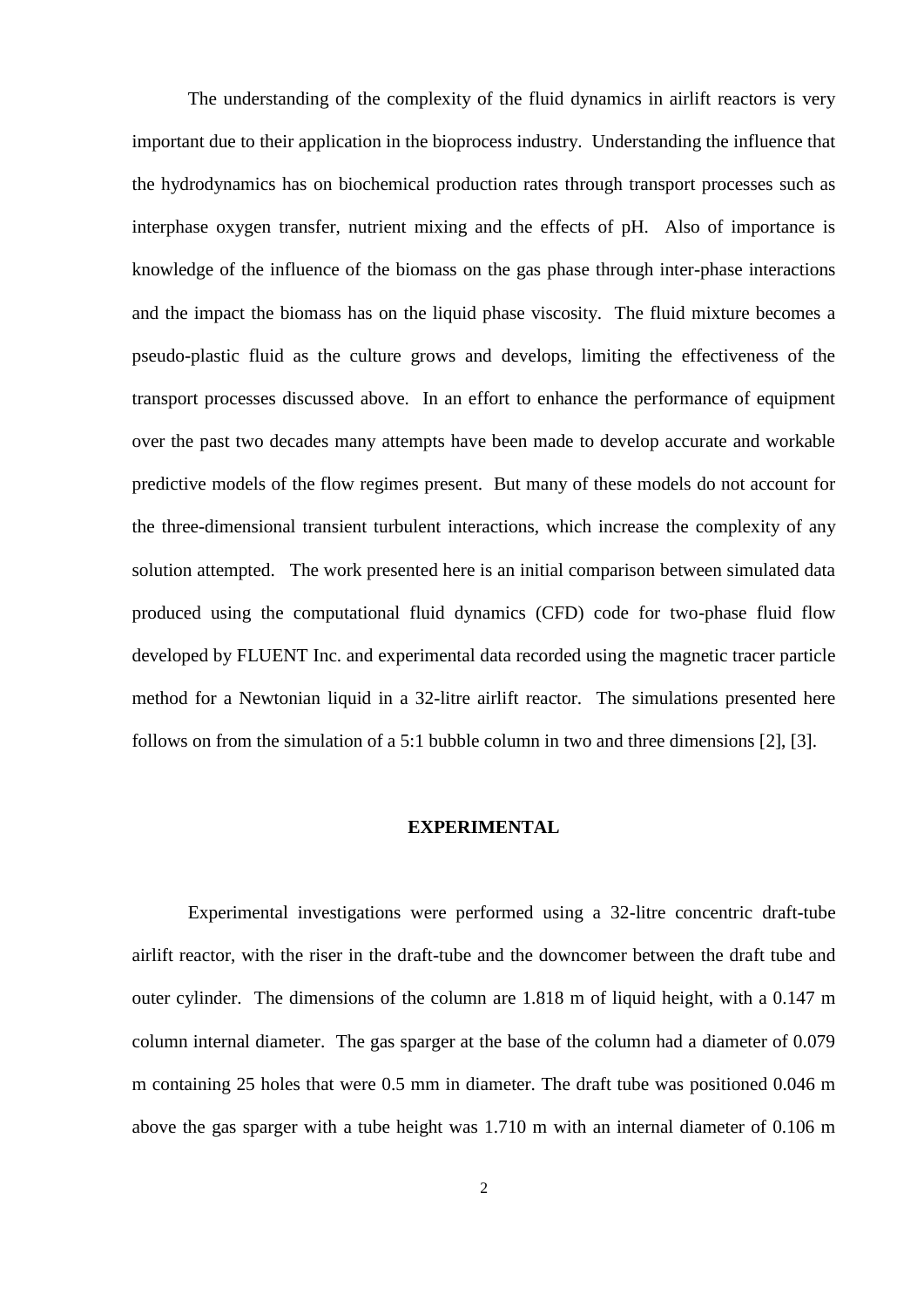The understanding of the complexity of the fluid dynamics in airlift reactors is very important due to their application in the bioprocess industry. Understanding the influence that the hydrodynamics has on biochemical production rates through transport processes such as interphase oxygen transfer, nutrient mixing and the effects of pH. Also of importance is knowledge of the influence of the biomass on the gas phase through inter-phase interactions and the impact the biomass has on the liquid phase viscosity. The fluid mixture becomes a pseudo-plastic fluid as the culture grows and develops, limiting the effectiveness of the transport processes discussed above. In an effort to enhance the performance of equipment over the past two decades many attempts have been made to develop accurate and workable predictive models of the flow regimes present. But many of these models do not account for the three-dimensional transient turbulent interactions, which increase the complexity of any solution attempted. The work presented here is an initial comparison between simulated data produced using the computational fluid dynamics (CFD) code for two-phase fluid flow developed by FLUENT Inc. and experimental data recorded using the magnetic tracer particle method for a Newtonian liquid in a 32-litre airlift reactor. The simulations presented here follows on from the simulation of a 5:1 bubble column in two and three dimensions [2], [3].

## EXPERIMENTAL

Experimental investigations were performed using a 32-litre concentric draft-tube airlift reactor, with the riser in the draft-tube and the downcomer between the draft tube and outer cylinder. The dimensions of the column are 1.818 m of liquid height, with a 0.147 m column internal diameter. The gas sparger at the base of the column had a diameter of 0.079 m containing 25 holes that were 0.5 mm in diameter. The draft tube was positioned 0.046 m above the gas sparger with a tube height was 1.710 m with an internal diameter of 0.106 m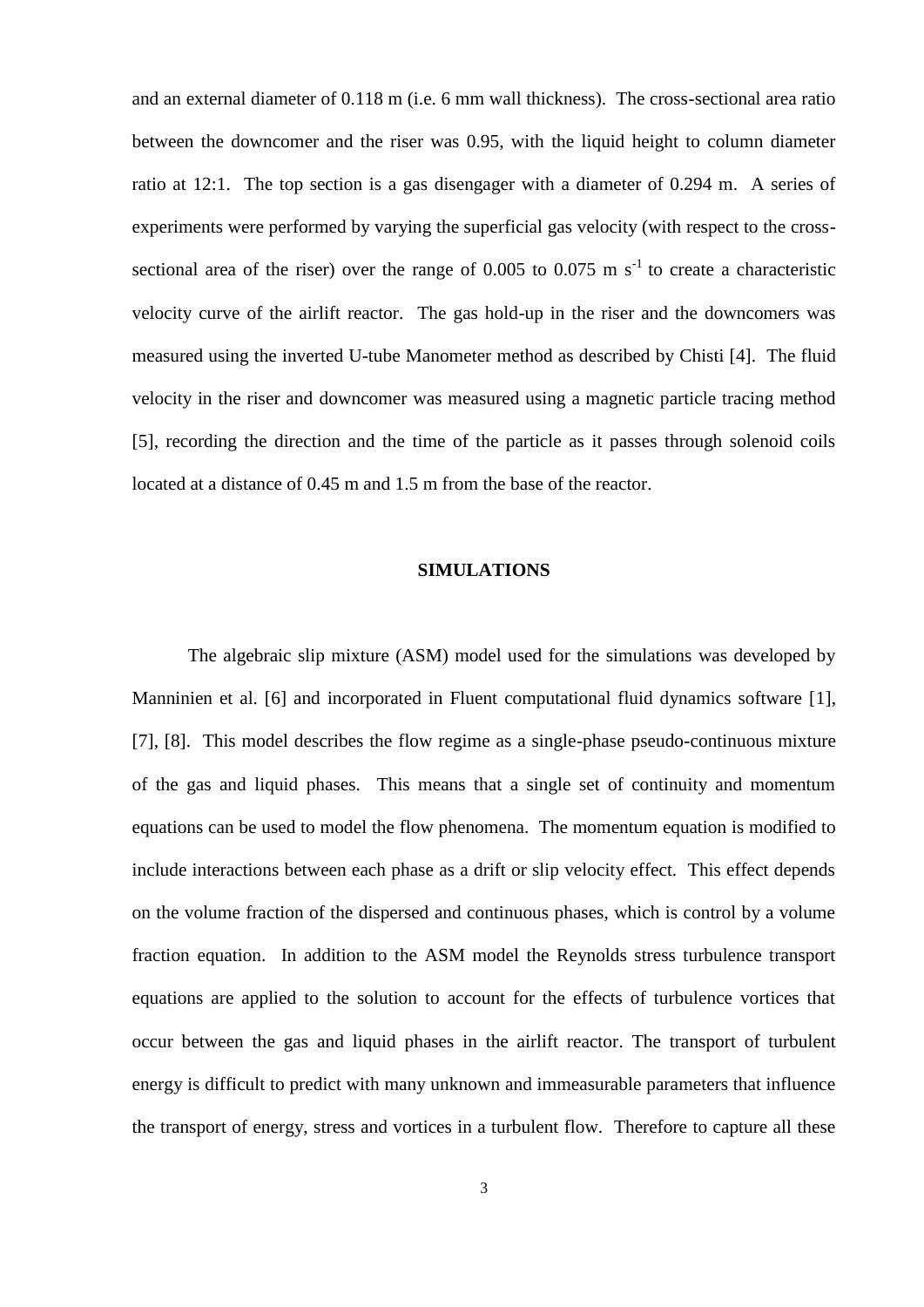and an external diameter of 0.118 m (i.e. 6 mm wall thickness). The cross-sectional area ratio between the downcomer and the riser was 0.95, with the liquid height to column diameter ratio at 12:1. The top section is a gas disengager with a diameter of 0.294 m. A series of experiments were performed by varying the superficial gas velocity (with respect to the cross-sectional area of the riser) over the range of 0.005 to 0.075 m $s^{-1}$ to create a characteristic velocity curve of the airlift reactor. The gas hold-up in the riser and the downcomers was measured using the inverted U-tube Manometer method as described by Chisti [4]. The fluid velocity in the riser and downcomer was measured using a magnetic particle tracing method [5], recording the direction and the time of the particle as it passes through solenoid coils located at a distance of 0.45 m and 1.5 m from the base of the reactor.

## SIMULATIONS

The algebraic slip mixture (ASM) model used for the simulations was developed by Manninien et al. [6] and incorporated in Fluent computational fluid dynamics software [1], [7], [8]. This model describes the flow regime as a single-phase pseudo-continuous mixture of the gas and liquid phases. This means that a single set of continuity and momentum equations can be used to model the flow phenomena. The momentum equation is modified to include interactions between each phase as a drift or slip velocity effect. This effect depends on the volume fraction of the dispersed and continuous phases, which is control by a volume fraction equation. In addition to the ASM model the Reynolds stress turbulence transport equations are applied to the solution to account for the effects of turbulence vortices that occur between the gas and liquid phases in the airlift reactor. The transport of turbulent energy is difficult to predict with many unknown and immeasurable parameters that influence the transport of energy, stress and vortices in a turbulent flow. Therefore to capture all these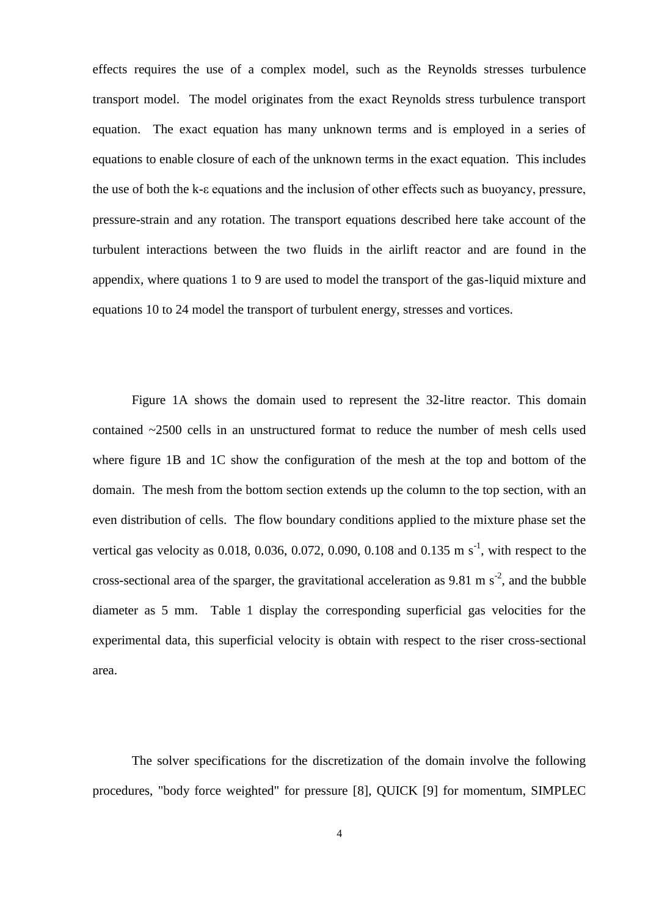effects requires the use of a complex model, such as the Reynolds stresses turbulence transport model. The model originates from the exact Reynolds stress turbulence transport equation. The exact equation has many unknown terms and is employed in a series of equations to enable closure of each of the unknown terms in the exact equation. This includes the use of both the k-ε equations and the inclusion of other effects such as buoyancy, pressure, pressure-strain and any rotation. The transport equations described here take account of the turbulent interactions between the two fluids in the airlift reactor and are found in the appendix, where quations 1 to 9 are used to model the transport of the gas-liquid mixture and equations 10 to 24 model the transport of turbulent energy, stresses and vortices.

Figure 1A shows the domain used to represent the 32-litre reactor. This domain contained ~2500 cells in an unstructured format to reduce the number of mesh cells used where figure 1B and 1C show the configuration of the mesh at the top and bottom of the domain. The mesh from the bottom section extends up the column to the top section, with an even distribution of cells. The flow boundary conditions applied to the mixture phase set the vertical gas velocity as 0.018, 0.036, 0.072, 0.090, 0.108 and 0.135 m $s^{-1}$, with respect to the cross-sectional area of the sparger, the gravitational acceleration as 9.81 m $s^{-2}$, and the bubble diameter as 5 mm. Table 1 display the corresponding superficial gas velocities for the experimental data, this superficial velocity is obtain with respect to the riser cross-sectional area.

The solver specifications for the discretization of the domain involve the following procedures, "body force weighted" for pressure [8], QUICK [9] for momentum, SIMPLEC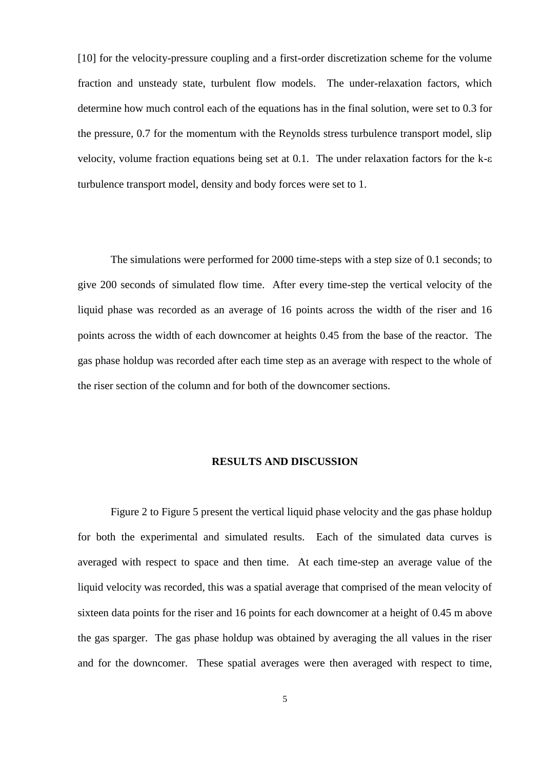[10] for the velocity-pressure coupling and a first-order discretization scheme for the volume fraction and unsteady state, turbulent flow models. The under-relaxation factors, which determine how much control each of the equations has in the final solution, were set to 0.3 for the pressure, 0.7 for the momentum with the Reynolds stress turbulence transport model, slip velocity, volume fraction equations being set at 0.1. The under relaxation factors for the k-$\varepsilon$ turbulence transport model, density and body forces were set to 1.

The simulations were performed for 2000 time-steps with a step size of 0.1 seconds; to give 200 seconds of simulated flow time. After every time-step the vertical velocity of the liquid phase was recorded as an average of 16 points across the width of the riser and 16 points across the width of each downcomer at heights 0.45 from the base of the reactor. The gas phase holdup was recorded after each time step as an average with respect to the whole of the riser section of the column and for both of the downcomer sections.

## RESULTS AND DISCUSSION

Figure 2 to Figure 5 present the vertical liquid phase velocity and the gas phase holdup for both the experimental and simulated results. Each of the simulated data curves is averaged with respect to space and then time. At each time-step an average value of the liquid velocity was recorded, this was a spatial average that comprised of the mean velocity of sixteen data points for the riser and 16 points for each downcomer at a height of 0.45 m above the gas sparger. The gas phase holdup was obtained by averaging the all values in the riser and for the downcomer. These spatial averages were then averaged with respect to time,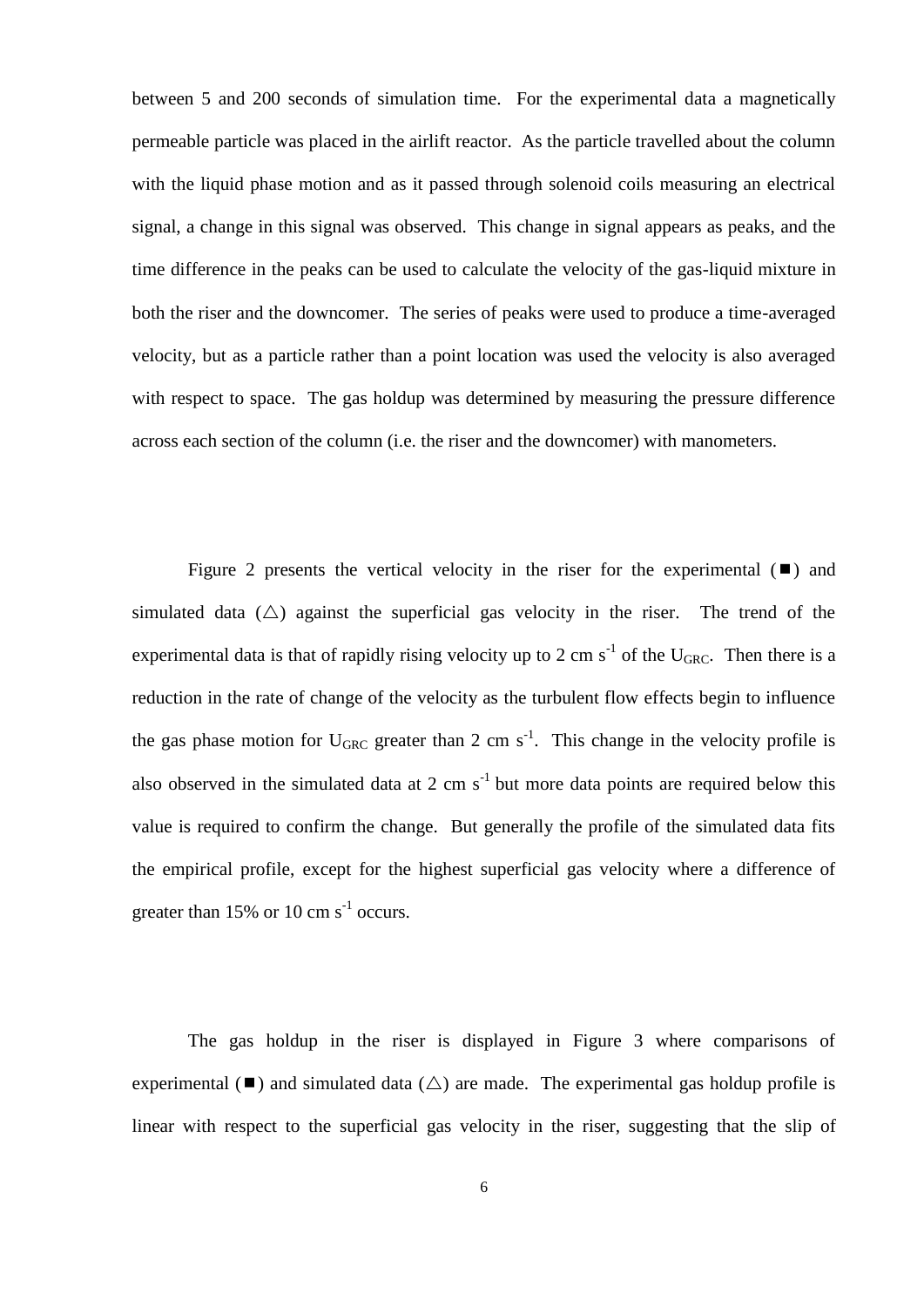between 5 and 200 seconds of simulation time. For the experimental data a magnetically permeable particle was placed in the airlift reactor. As the particle travelled about the column with the liquid phase motion and as it passed through solenoid coils measuring an electrical signal, a change in this signal was observed. This change in signal appears as peaks, and the time difference in the peaks can be used to calculate the velocity of the gas-liquid mixture in both the riser and the downcomer. The series of peaks were used to produce a time-averaged velocity, but as a particle rather than a point location was used the velocity is also averaged with respect to space. The gas holdup was determined by measuring the pressure difference across each section of the column (i.e. the riser and the downcomer) with manometers.

Figure 2 presents the vertical velocity in the riser for the experimental (■) and simulated data (△) against the superficial gas velocity in the riser. The trend of the experimental data is that of rapidly rising velocity up to 2 cm $s^{-1}$ of the $U_{GRC}$. Then there is a reduction in the rate of change of the velocity as the turbulent flow effects begin to influence the gas phase motion for $U_{GRC}$ greater than 2 cm $s^{-1}$. This change in the velocity profile is also observed in the simulated data at 2 cm $s^{-1}$ but more data points are required below this value is required to confirm the change. But generally the profile of the simulated data fits the empirical profile, except for the highest superficial gas velocity where a difference of greater than 15% or 10 cm $s^{-1}$ occurs.

The gas holdup in the riser is displayed in Figure 3 where comparisons of experimental (■) and simulated data (△) are made. The experimental gas holdup profile is linear with respect to the superficial gas velocity in the riser, suggesting that the slip of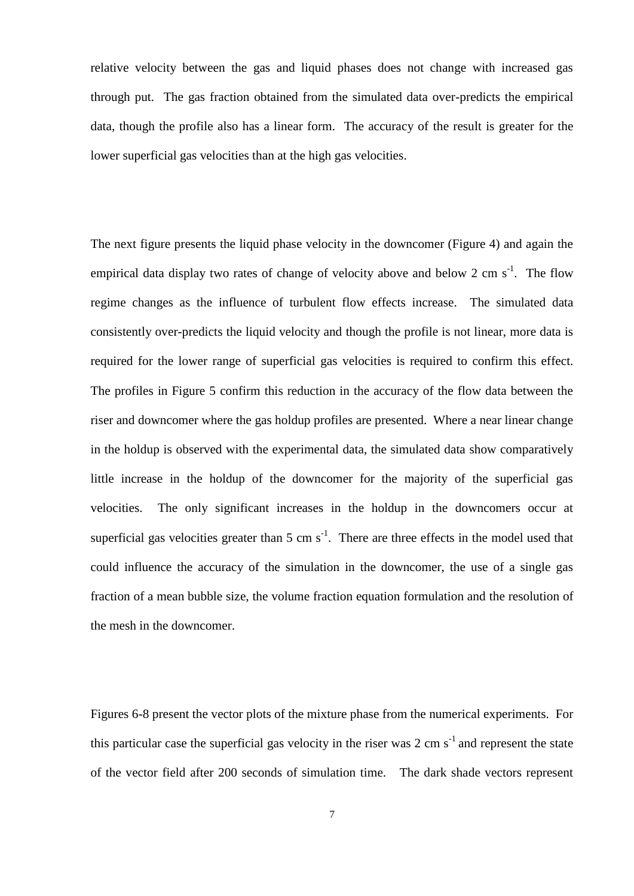relative velocity between the gas and liquid phases does not change with increased gas through put. The gas fraction obtained from the simulated data over-predicts the empirical data, though the profile also has a linear form. The accuracy of the result is greater for the lower superficial gas velocities than at the high gas velocities.

The next figure presents the liquid phase velocity in the downcomer (Figure 4) and again the empirical data display two rates of change of velocity above and below 2 cm $s^{-1}$. The flow regime changes as the influence of turbulent flow effects increase. The simulated data consistently over-predicts the liquid velocity and though the profile is not linear, more data is required for the lower range of superficial gas velocities is required to confirm this effect. The profiles in Figure 5 confirm this reduction in the accuracy of the flow data between the riser and downcomer where the gas holdup profiles are presented. Where a near linear change in the holdup is observed with the experimental data, the simulated data show comparatively little increase in the holdup of the downcomer for the majority of the superficial gas velocities. The only significant increases in the holdup in the downcomers occur at superficial gas velocities greater than 5 cm $s^{-1}$. There are three effects in the model used that could influence the accuracy of the simulation in the downcomer, the use of a single gas fraction of a mean bubble size, the volume fraction equation formulation and the resolution of the mesh in the downcomer.

Figures 6-8 present the vector plots of the mixture phase from the numerical experiments. For this particular case the superficial gas velocity in the riser was 2 cm $s^{-1}$ and represent the state of the vector field after 200 seconds of simulation time. The dark shade vectors represent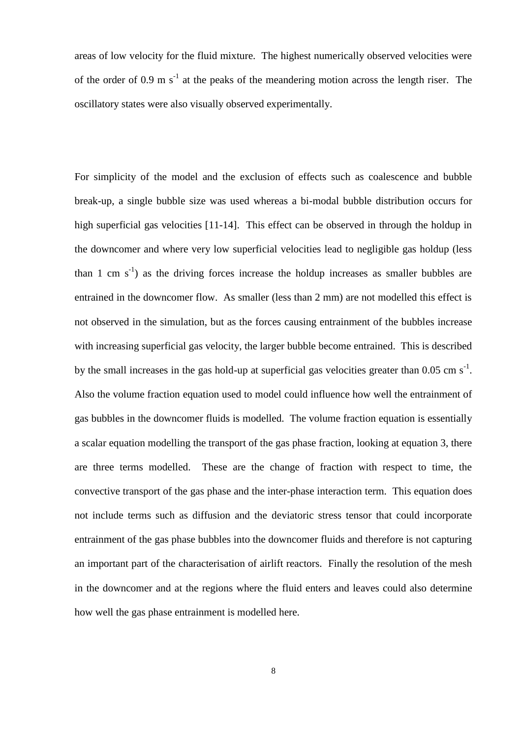areas of low velocity for the fluid mixture. The highest numerically observed velocities were of the order of 0.9 m $s^{-1}$ at the peaks of the meandering motion across the length riser. The oscillatory states were also visually observed experimentally.

For simplicity of the model and the exclusion of effects such as coalescence and bubble break-up, a single bubble size was used whereas a bi-modal bubble distribution occurs for high superficial gas velocities [11-14]. This effect can be observed in through the holdup in the downcomer and where very low superficial velocities lead to negligible gas holdup (less than 1 cm $s^{-1}$) as the driving forces increase the holdup increases as smaller bubbles are entrained in the downcomer flow. As smaller (less than 2 mm) are not modelled this effect is not observed in the simulation, but as the forces causing entrainment of the bubbles increase with increasing superficial gas velocity, the larger bubble become entrained. This is described by the small increases in the gas hold-up at superficial gas velocities greater than 0.05 cm $s^{-1}$. Also the volume fraction equation used to model could influence how well the entrainment of gas bubbles in the downcomer fluids is modelled. The volume fraction equation is essentially a scalar equation modelling the transport of the gas phase fraction, looking at equation 3, there are three terms modelled. These are the change of fraction with respect to time, the convective transport of the gas phase and the inter-phase interaction term. This equation does not include terms such as diffusion and the deviatoric stress tensor that could incorporate entrainment of the gas phase bubbles into the downcomer fluids and therefore is not capturing an important part of the characterisation of airlift reactors. Finally the resolution of the mesh in the downcomer and at the regions where the fluid enters and leaves could also determine how well the gas phase entrainment is modelled here.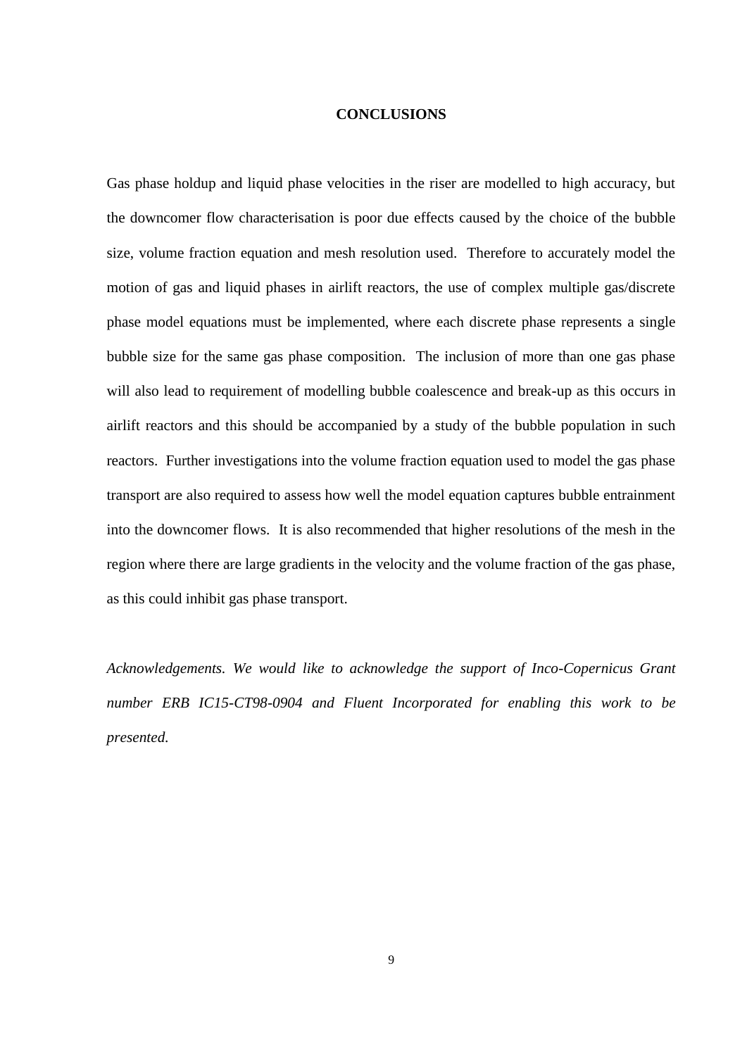## CONCLUSIONS

Gas phase holdup and liquid phase velocities in the riser are modelled to high accuracy, but the downcomer flow characterisation is poor due effects caused by the choice of the bubble size, volume fraction equation and mesh resolution used. Therefore to accurately model the motion of gas and liquid phases in airlift reactors, the use of complex multiple gas/discrete phase model equations must be implemented, where each discrete phase represents a single bubble size for the same gas phase composition. The inclusion of more than one gas phase will also lead to requirement of modelling bubble coalescence and break-up as this occurs in airlift reactors and this should be accompanied by a study of the bubble population in such reactors. Further investigations into the volume fraction equation used to model the gas phase transport are also required to assess how well the model equation captures bubble entrainment into the downcomer flows. It is also recommended that higher resolutions of the mesh in the region where there are large gradients in the velocity and the volume fraction of the gas phase, as this could inhibit gas phase transport.

*Acknowledgements. We would like to acknowledge the support of Inco-Copernicus Grant number ERB IC15-CT98-0904 and Fluent Incorporated for enabling this work to be presented.*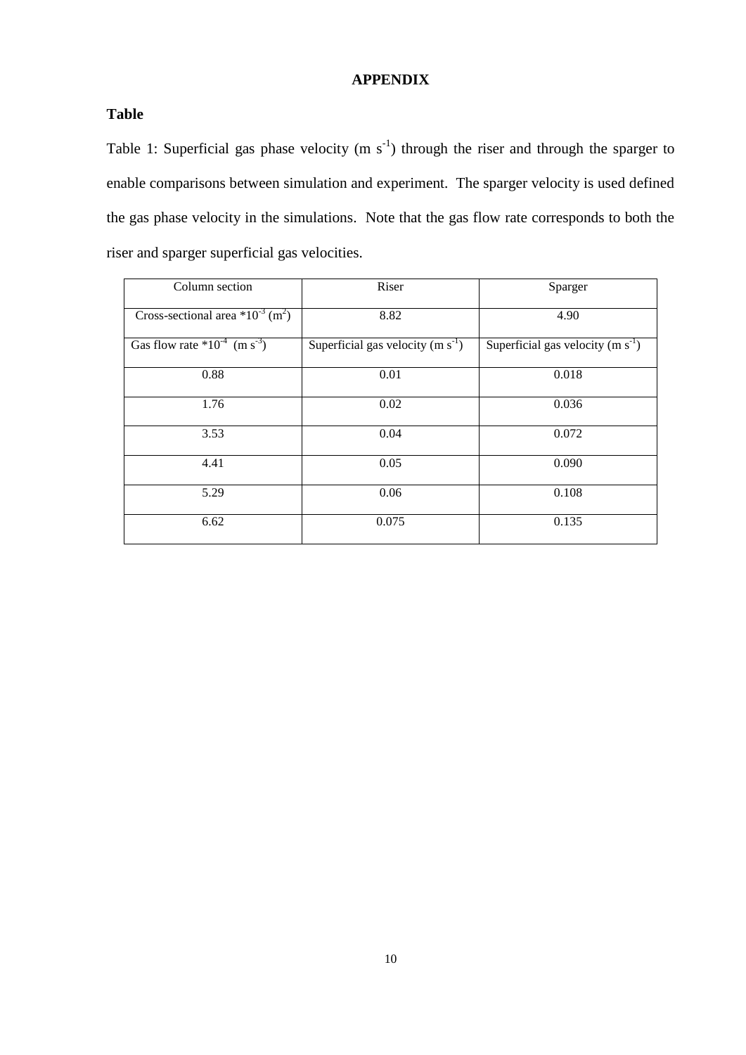**APPENDIX**

## Table

Table 1: Superficial gas phase velocity (m $s^{-1}$) through the riser and through the sparger to enable comparisons between simulation and experiment. The sparger velocity is used defined the gas phase velocity in the simulations. Note that the gas flow rate corresponds to both the riser and sparger superficial gas velocities.

| Column section | Riser | Sparger |
|---|---|---|
| Cross-sectional area $*10^{-3}$ ($m^2$) | 8.82 | 4.90 |
| Gas flow rate $*10^{-4}$ (m $s^{-3}$) | Superficial gas velocity (m $s^{-1}$) | Superficial gas velocity (m $s^{-1}$) |
| 0.88 | 0.01 | 0.018 |
| 1.76 | 0.02 | 0.036 |
| 3.53 | 0.04 | 0.072 |
| 4.41 | 0.05 | 0.090 |
| 5.29 | 0.06 | 0.108 |
| 6.62 | 0.075 | 0.135 |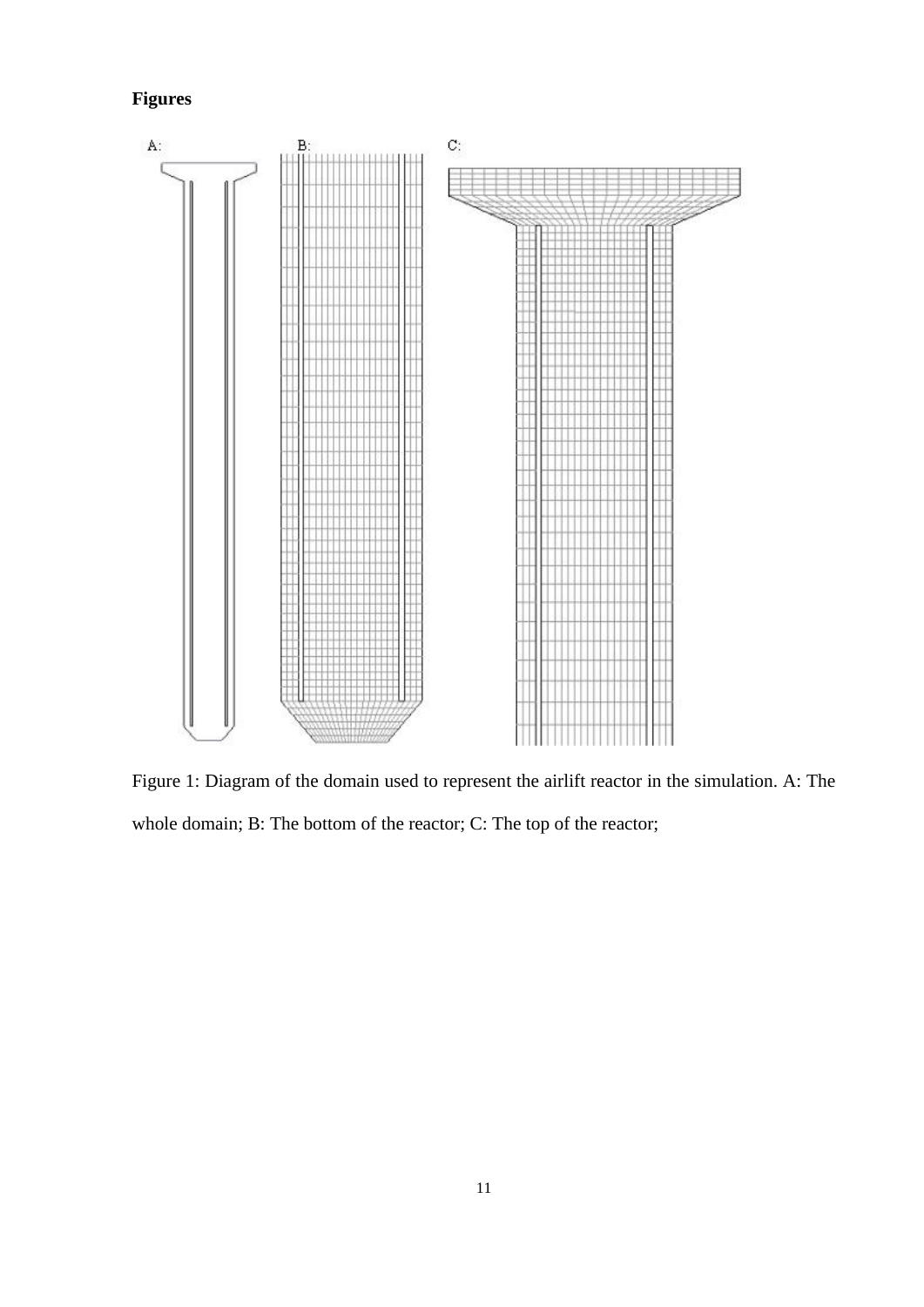**Figures**

Figure 1: Diagram of the domain used to represent the airlift reactor in the simulation. A: The whole domain; B: The bottom of the reactor; C: The top of the reactor;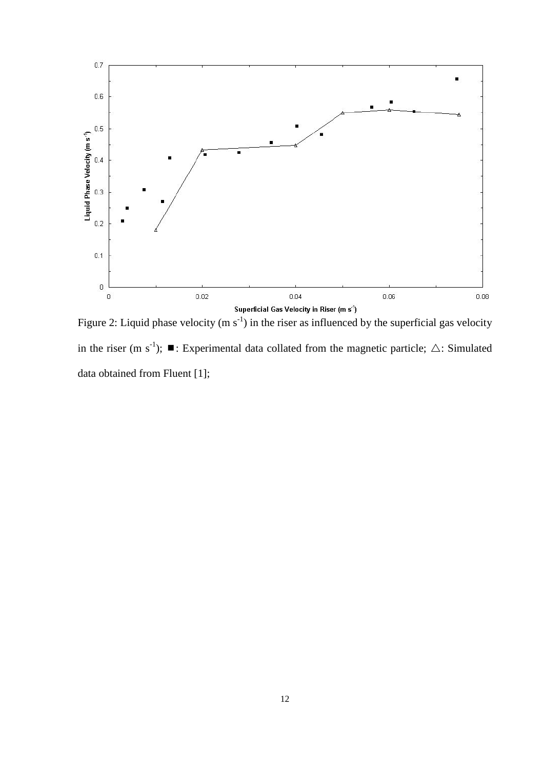Figure 2: Liquid phase velocity (m s$^{-1}$) in the riser as influenced by the superficial gas velocity in the riser (m s$^{-1}$); ■: Experimental data collated from the magnetic particle; △: Simulated data obtained from Fluent [1];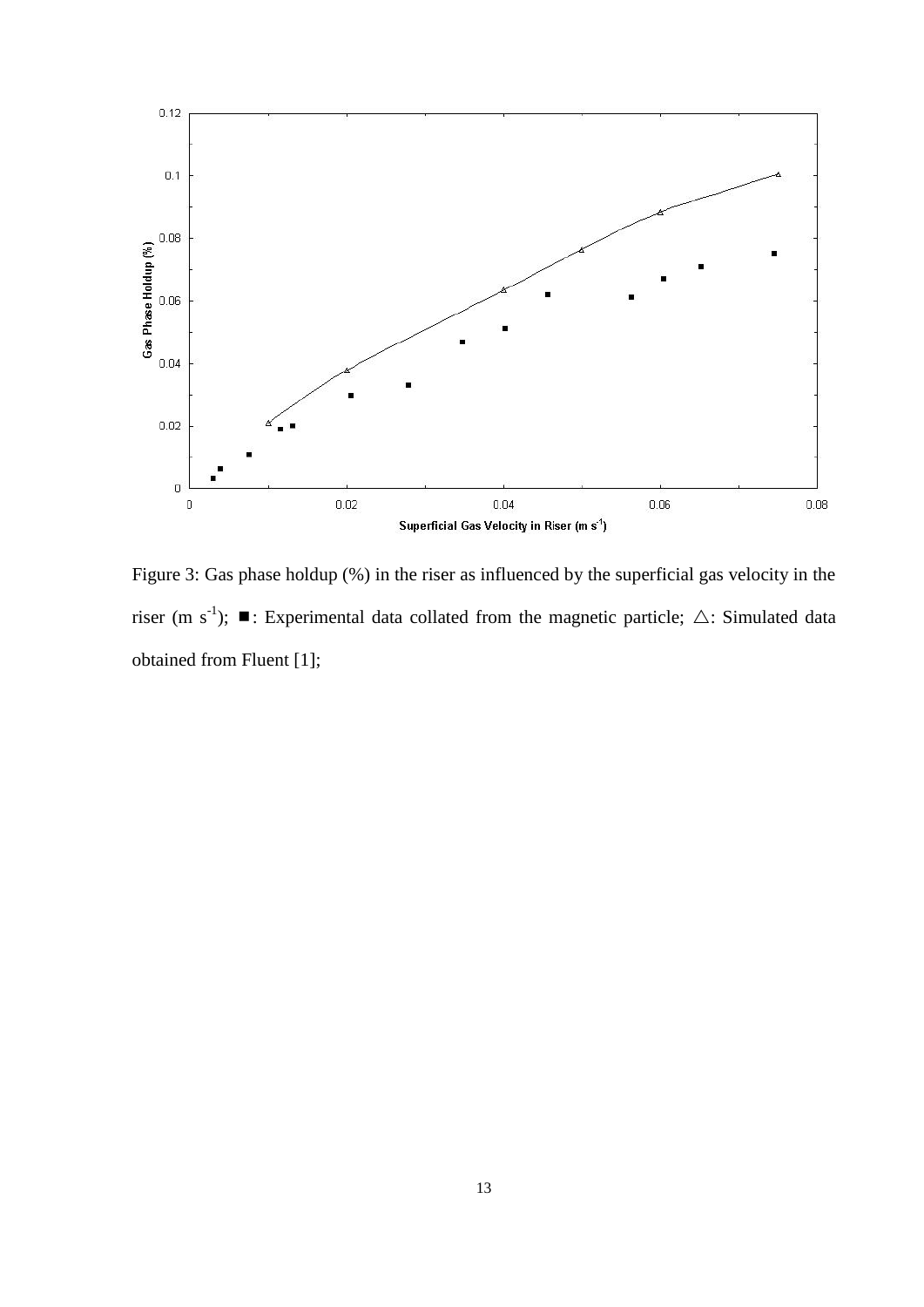Figure 3: Gas phase holdup (%) in the riser as influenced by the superficial gas velocity in the riser (m s$^{-1}$); ■: Experimental data collated from the magnetic particle; △: Simulated data obtained from Fluent [1];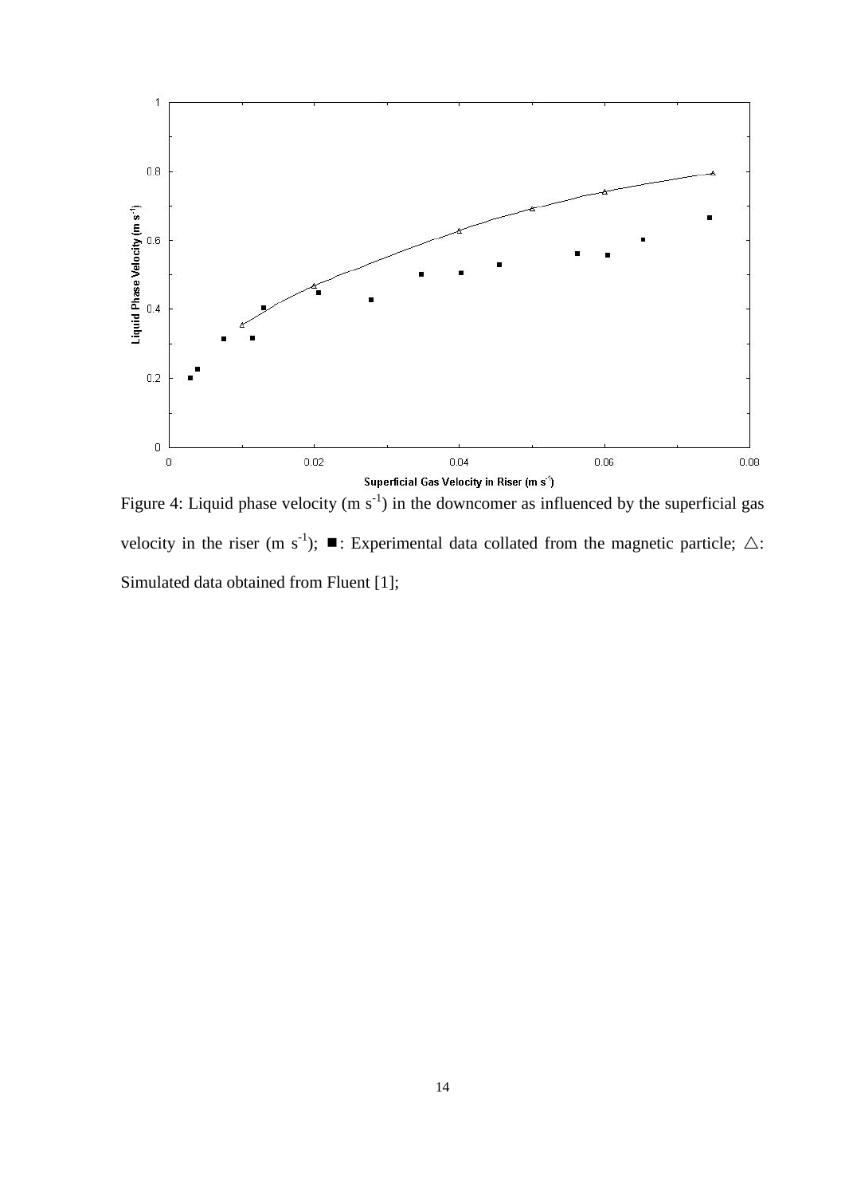Figure 4: Liquid phase velocity (m $s^{-1}$) in the downcomer as influenced by the superficial gas velocity in the riser (m $s^{-1}$); ■: Experimental data collated from the magnetic particle; △: Simulated data obtained from Fluent [1];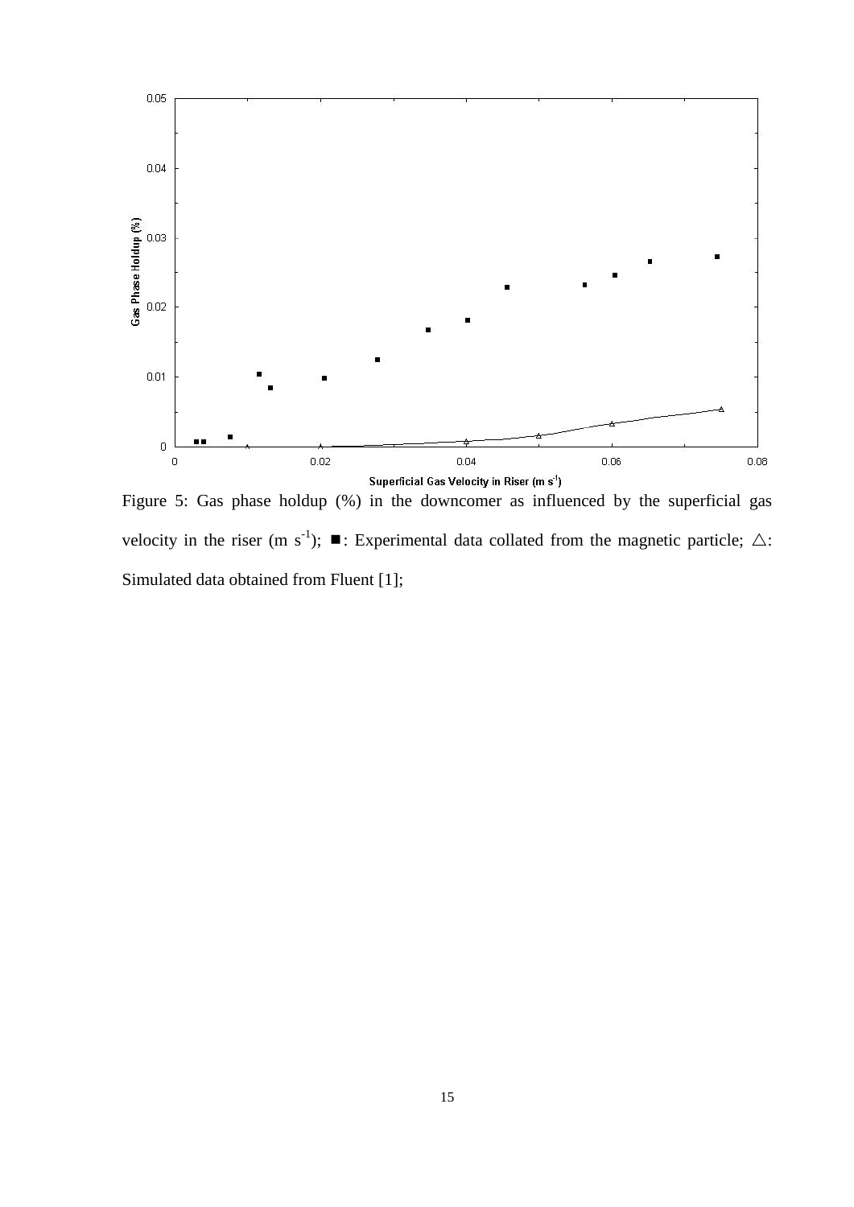Figure 5: Gas phase holdup (%) in the downcomer as influenced by the superficial gas velocity in the riser (m $s^{-1}$); ■: Experimental data collated from the magnetic particle; △: Simulated data obtained from Fluent [1];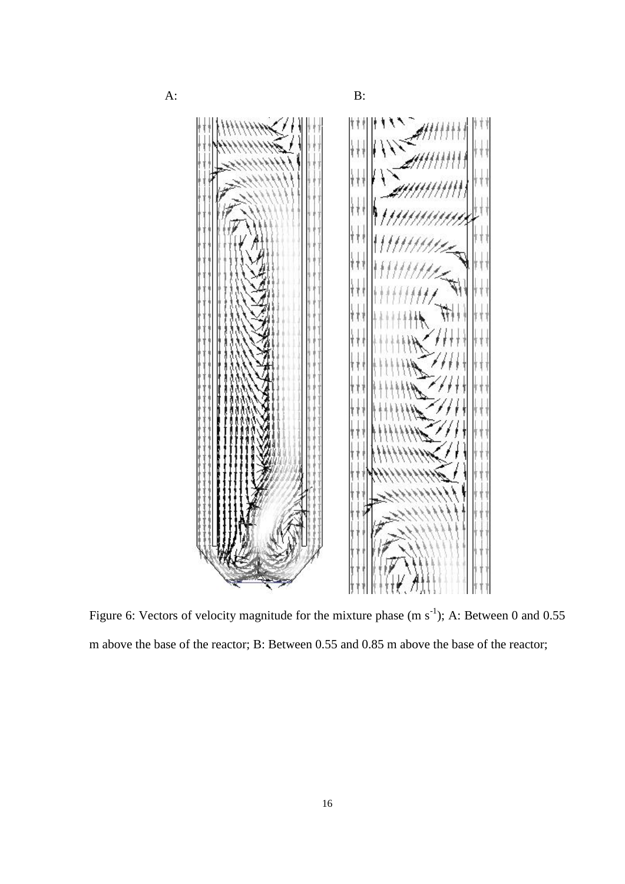A: B:

Figure 6: Vectors of velocity magnitude for the mixture phase (m $s^{-1}$); A: Between 0 and 0.55 m above the base of the reactor; B: Between 0.55 and 0.85 m above the base of the reactor;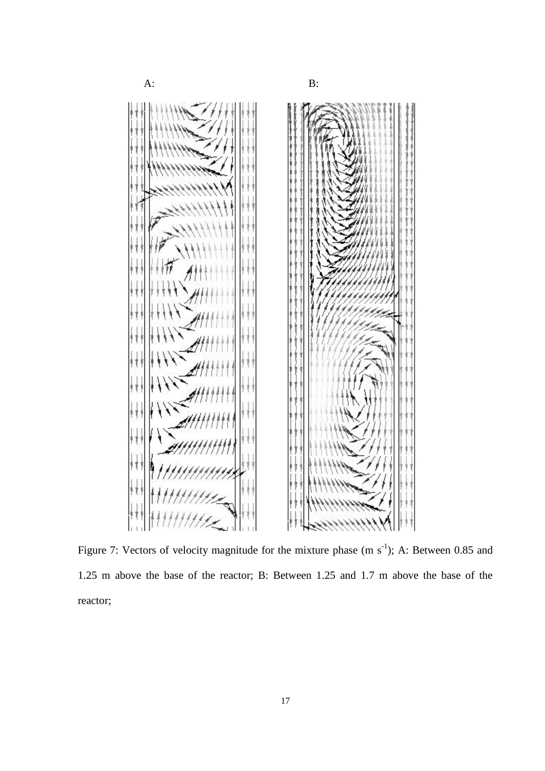A:

B:

Figure 7: Vectors of velocity magnitude for the mixture phase (m $s^{-1}$); A: Between 0.85 and 1.25 m above the base of the reactor; B: Between 1.25 and 1.7 m above the base of the reactor;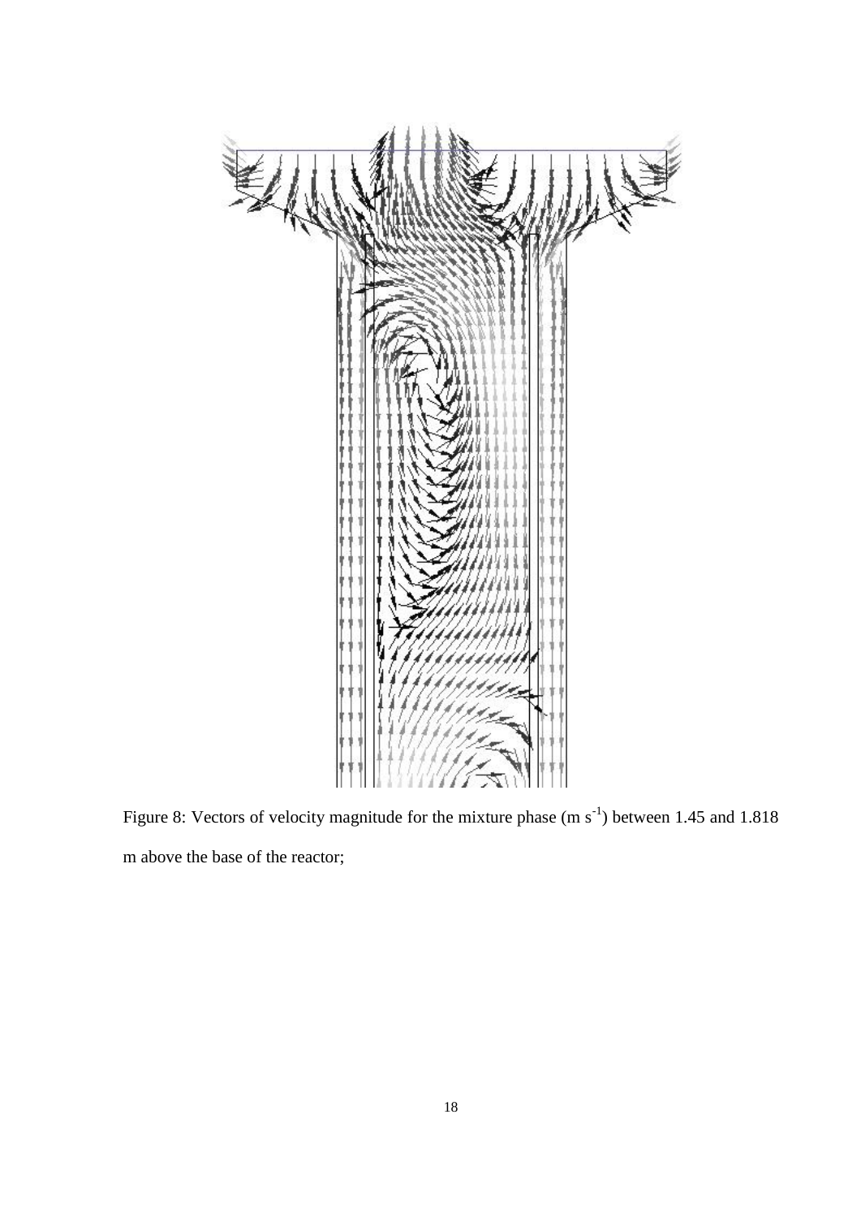Figure 8: Vectors of velocity magnitude for the mixture phase (m $s^{-1}$) between 1.45 and 1.818 m above the base of the reactor;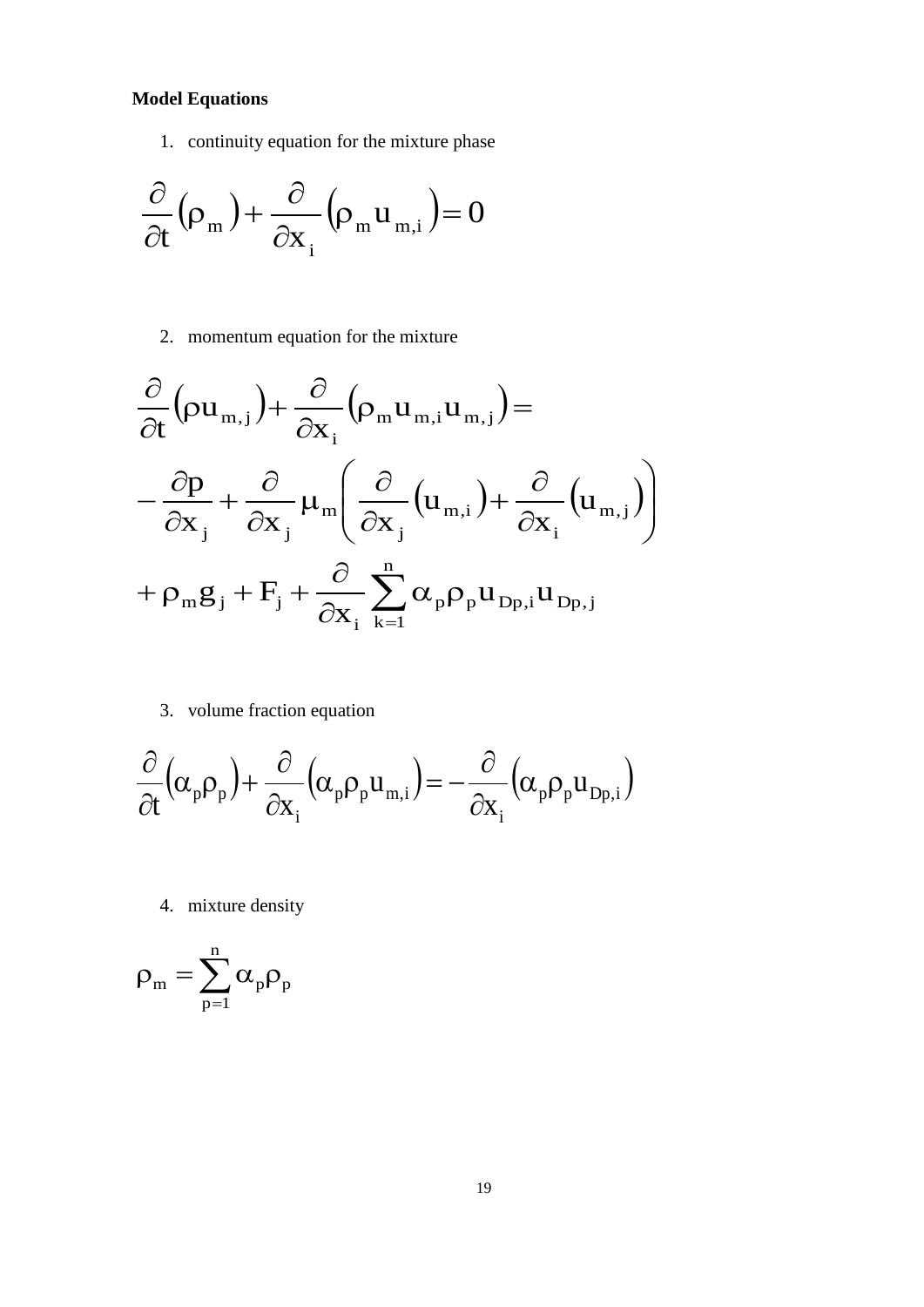**Model Equations**

1. continuity equation for the mixture phase

$$\frac{\partial}{\partial t}\left(\rho_m\right)+\frac{\partial}{\partial x_i}\left(\rho_m u_{m,i}\right)=0$$

2. momentum equation for the mixture

$$\frac{\partial}{\partial t}\left(\rho u_{m,j}\right)+\frac{\partial}{\partial x_i}\left(\rho_m u_{m,i} u_{m,j}\right)=$$

$$-\frac{\partial p}{\partial x_j}+\frac{\partial}{\partial x_j}\mu_m\left(\frac{\partial}{\partial x_j}\left(u_{m,i}\right)+\frac{\partial}{\partial x_i}\left(u_{m,j}\right)\right)$$

$$+\rho_m g_j+F_j+\frac{\partial}{\partial x_i}\sum_{k=1}^{n}\alpha_p\rho_p u_{Dp,i}u_{Dp,j}$$

3. volume fraction equation

$$\frac{\partial}{\partial t}\left(\alpha_p\rho_p\right)+\frac{\partial}{\partial x_i}\left(\alpha_p\rho_p u_{m,i}\right)=-\frac{\partial}{\partial x_i}\left(\alpha_p\rho_p u_{Dp,i}\right)$$

4. mixture density

$$\rho_m=\sum_{p=1}^{n}\alpha_p\rho_p$$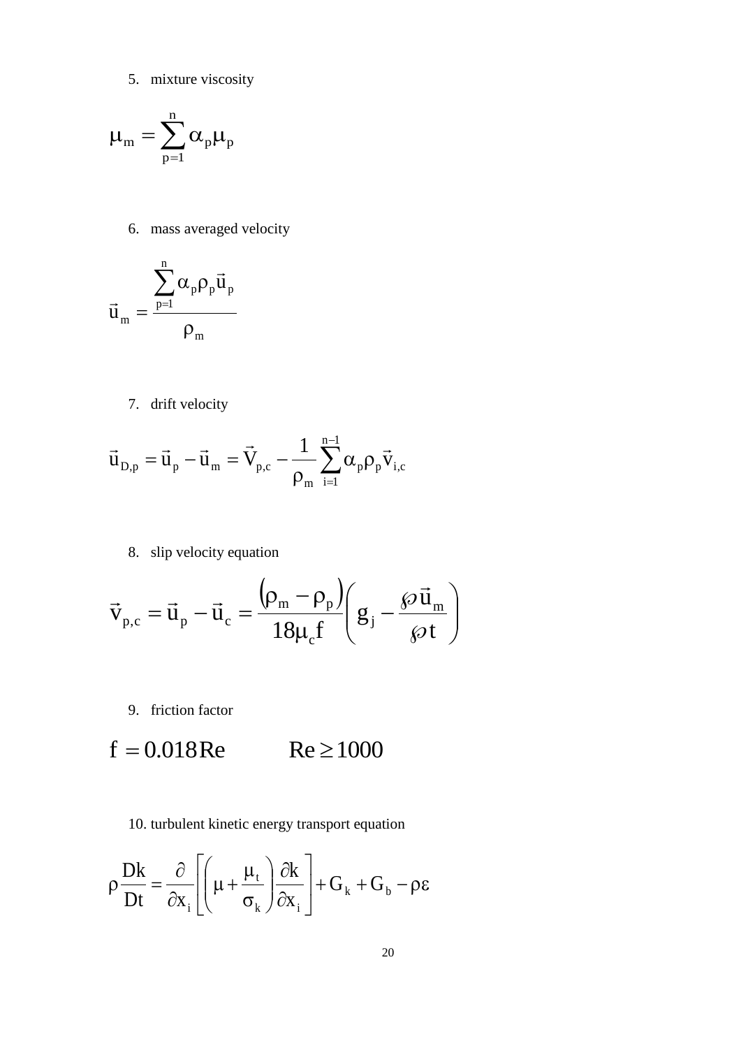5. mixture viscosity

$$\mu_m = \sum_{p=1}^{n} \alpha_p \mu_p$$

6. mass averaged velocity

$$\vec{u}_m = \frac{\sum_{p=1}^{n} \alpha_p \rho_p \vec{u}_p}{\rho_m}$$

7. drift velocity

$$\vec{u}_{D,p} = \vec{u}_p - \vec{u}_m = \vec{V}_{p,c} - \frac{1}{\rho_m} \sum_{i=1}^{n-1} \alpha_p \rho_p \vec{v}_{i,c}$$

8. slip velocity equation

$$\vec{v}_{p,c} = \vec{u}_p - \vec{u}_c = \frac{(\rho_m - \rho_p)}{18 \mu_c f} \left( g_j - \frac{\wp \vec{u}_m}{\wp t} \right)$$

9. friction factor

$$f = 0.018 \mathrm{Re} \qquad \mathrm{Re} \geq 1000$$

10. turbulent kinetic energy transport equation

$$\rho \frac{Dk}{Dt} = \frac{\partial}{\partial x_i} \left[ \left( \mu + \frac{\mu_t}{\sigma_k} \right) \frac{\partial k}{\partial x_i} \right] + G_k + G_b - \rho \varepsilon$$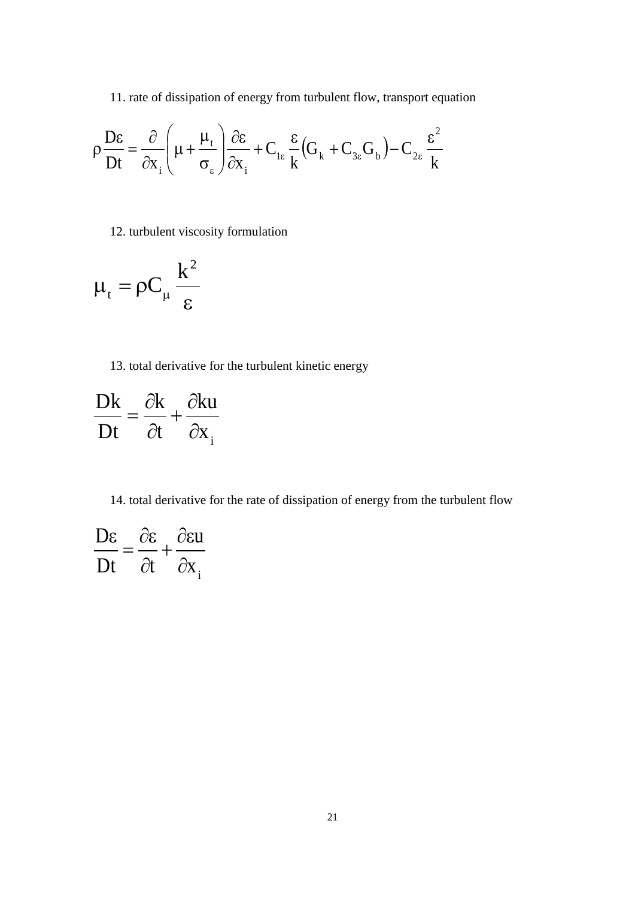11. rate of dissipation of energy from turbulent flow, transport equation

$$\rho \frac{D\varepsilon}{Dt} = \frac{\partial}{\partial x_i}\left(\mu + \frac{\mu_t}{\sigma_\varepsilon}\right)\frac{\partial \varepsilon}{\partial x_i} + C_{1\varepsilon}\frac{\varepsilon}{k}\left(G_k + C_{3\varepsilon}G_b\right) - C_{2\varepsilon}\frac{\varepsilon^2}{k}$$

12. turbulent viscosity formulation

$$\mu_t = \rho C_\mu \frac{k^2}{\varepsilon}$$

13. total derivative for the turbulent kinetic energy

$$\frac{Dk}{Dt} = \frac{\partial k}{\partial t} + \frac{\partial ku}{\partial x_i}$$

14. total derivative for the rate of dissipation of energy from the turbulent flow

$$\frac{D\varepsilon}{Dt} = \frac{\partial \varepsilon}{\partial t} + \frac{\partial \varepsilon u}{\partial x_i}$$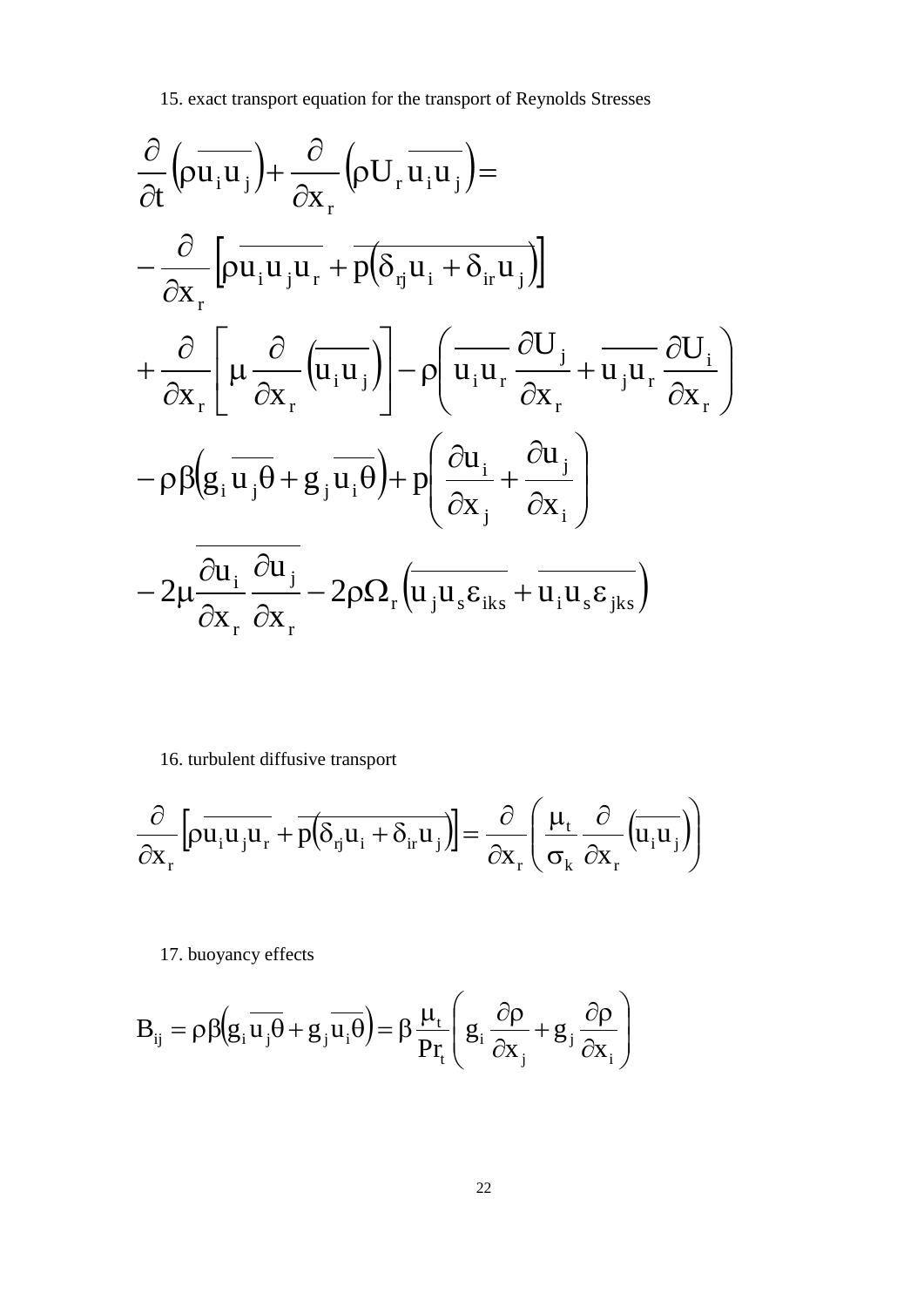15. exact transport equation for the transport of Reynolds Stresses

$$
\begin{aligned}
&\frac{\partial}{\partial t}\left(\rho\overline{u_i u_j}\right)+\frac{\partial}{\partial x_r}\left(\rho U_r \overline{u_i u_j}\right)= \\
&-\frac{\partial}{\partial x_r}\left[\rho\overline{u_i u_j u_r}+\overline{p\left(\delta_{rj}u_i+\delta_{ir}u_j\right)}\right] \\
&+\frac{\partial}{\partial x_r}\left[\mu\frac{\partial}{\partial x_r}\left(\overline{u_i u_j}\right)\right]-\rho\left(\overline{u_i u_r}\frac{\partial U_j}{\partial x_r}+\overline{u_j u_r}\frac{\partial U_i}{\partial x_r}\right) \\
&-\rho\beta\left(g_i\overline{u_j\theta}+g_j\overline{u_i\theta}\right)+p\left(\frac{\partial u_i}{\partial x_j}+\frac{\partial u_j}{\partial x_i}\right) \\
&-2\mu\overline{\frac{\partial u_i}{\partial x_r}\frac{\partial u_j}{\partial x_r}}-2\rho\Omega_r\left(\overline{u_j u_s\varepsilon_{iks}}+\overline{u_i u_s\varepsilon_{jks}}\right)
\end{aligned}
$$

16. turbulent diffusive transport

$$
\frac{\partial}{\partial x_r}\left[\rho\overline{u_i u_j u_r}+\overline{p\left(\delta_{rj}u_i+\delta_{ir}u_j\right)}\right]=\frac{\partial}{\partial x_r}\left(\frac{\mu_t}{\sigma_k}\frac{\partial}{\partial x_r}\left(\overline{u_i u_j}\right)\right)
$$

17. buoyancy effects

$$
B_{ij}=\rho\beta\left(g_i\overline{u_j\theta}+g_j\overline{u_i\theta}\right)=\beta\frac{\mu_t}{Pr_t}\left(g_i\frac{\partial\rho}{\partial x_j}+g_j\frac{\partial\rho}{\partial x_i}\right)
$$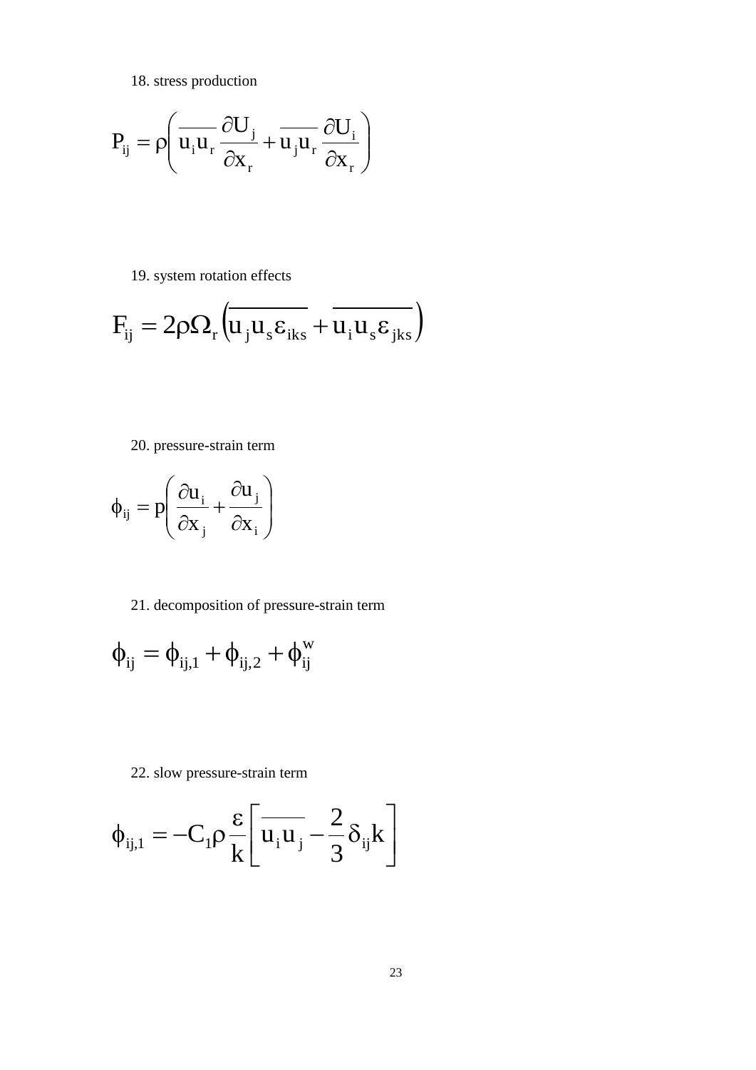18. stress production

$$P_{ij} = \rho\left(\overline{u_i u_r}\frac{\partial U_j}{\partial x_r} + \overline{u_j u_r}\frac{\partial U_i}{\partial x_r}\right)$$

19. system rotation effects

$$F_{ij} = 2\rho\Omega_r\left(\overline{u_j u_s \varepsilon_{iks}} + \overline{u_i u_s \varepsilon_{jks}}\right)$$

20. pressure-strain term

$$\phi_{ij} = p\left(\frac{\partial u_i}{\partial x_j} + \frac{\partial u_j}{\partial x_i}\right)$$

21. decomposition of pressure-strain term

$$\phi_{ij} = \phi_{ij,1} + \phi_{ij,2} + \phi_{ij}^{w}$$

22. slow pressure-strain term

$$\phi_{ij,1} = -C_1\rho\frac{\varepsilon}{k}\left[\overline{u_i u_j} - \frac{2}{3}\delta_{ij}k\right]$$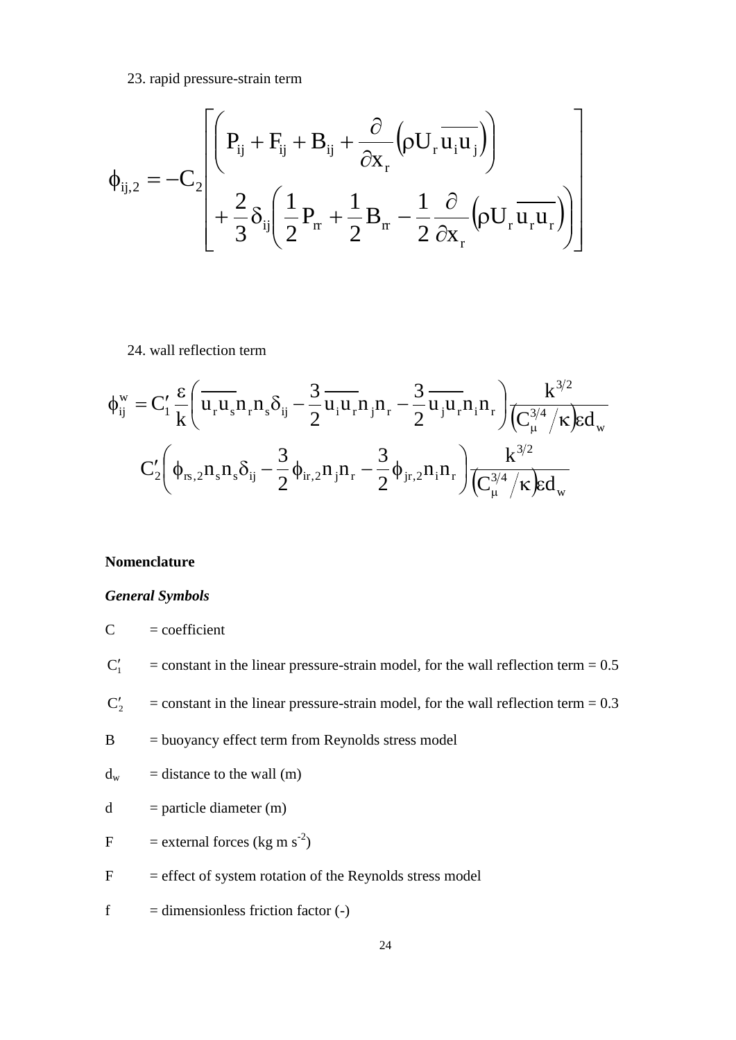23. rapid pressure-strain term

$$\phi_{ij,2} = -C_2 \left[ \left( P_{ij} + F_{ij} + B_{ij} + \frac{\partial}{\partial x_r}\left(\rho U_r \overline{u_i u_j}\right) \right) + \frac{2}{3}\delta_{ij}\left( \frac{1}{2}P_{rr} + \frac{1}{2}B_{rr} - \frac{1}{2}\frac{\partial}{\partial x_r}\left(\rho U_r \overline{u_r u_r}\right) \right) \right]$$

24. wall reflection term

$$\phi_{ij}^{w} = C_1' \frac{\varepsilon}{k}\left( \overline{u_r u_s} n_r n_s \delta_{ij} - \frac{3}{2}\overline{u_i u_r} n_j n_r - \frac{3}{2}\overline{u_j u_r} n_i n_r \right)\frac{k^{3/2}}{\left(C_\mu^{3/4}/\kappa\right)\varepsilon d_w}$$
$$C_2'\left( \phi_{rs,2} n_s n_s \delta_{ij} - \frac{3}{2}\phi_{ir,2} n_j n_r - \frac{3}{2}\phi_{jr,2} n_i n_r \right)\frac{k^{3/2}}{\left(C_\mu^{3/4}/\kappa\right)\varepsilon d_w}$$

**Nomenclature**

***General Symbols***

$C$ = coefficient

$C_1'$ = constant in the linear pressure-strain model, for the wall reflection term = 0.5

$C_2'$ = constant in the linear pressure-strain model, for the wall reflection term = 0.3

$B$ = buoyancy effect term from Reynolds stress model

$d_w$ = distance to the wall (m)

$d$ = particle diameter (m)

$F$ = external forces (kg m s$^{-2}$)

$F$ = effect of system rotation of the Reynolds stress model

$f$ = dimensionless friction factor (-)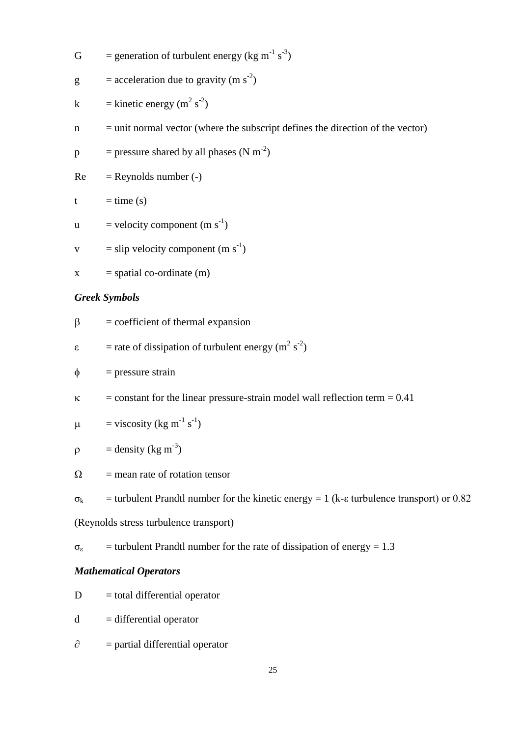$G$ = generation of turbulent energy (kg $m^{-1}$ $s^{-3}$)

$g$ = acceleration due to gravity (m $s^{-2}$)

$k$ = kinetic energy ($m^2$ $s^{-2}$)

$n$ = unit normal vector (where the subscript defines the direction of the vector)

$p$ = pressure shared by all phases (N $m^{-2}$)

$Re$ = Reynolds number (-)

$t$ = time (s)

$u$ = velocity component (m $s^{-1}$)

$v$ = slip velocity component (m $s^{-1}$)

$x$ = spatial co-ordinate (m)

***Greek Symbols***

$\beta$ = coefficient of thermal expansion

$\varepsilon$ = rate of dissipation of turbulent energy ($m^2$ $s^{-2}$)

$\phi$ = pressure strain

$\kappa$ = constant for the linear pressure-strain model wall reflection term = 0.41

$\mu$ = viscosity (kg $m^{-1}$ $s^{-1}$)

$\rho$ = density (kg $m^{-3}$)

$\Omega$ = mean rate of rotation tensor

$\sigma_k$ = turbulent Prandtl number for the kinetic energy = 1 (k-ε turbulence transport) or 0.82 (Reynolds stress turbulence transport)

$\sigma_\varepsilon$ = turbulent Prandtl number for the rate of dissipation of energy = 1.3

***Mathematical Operators***

$D$ = total differential operator

$d$ = differential operator

$\partial$ = partial differential operator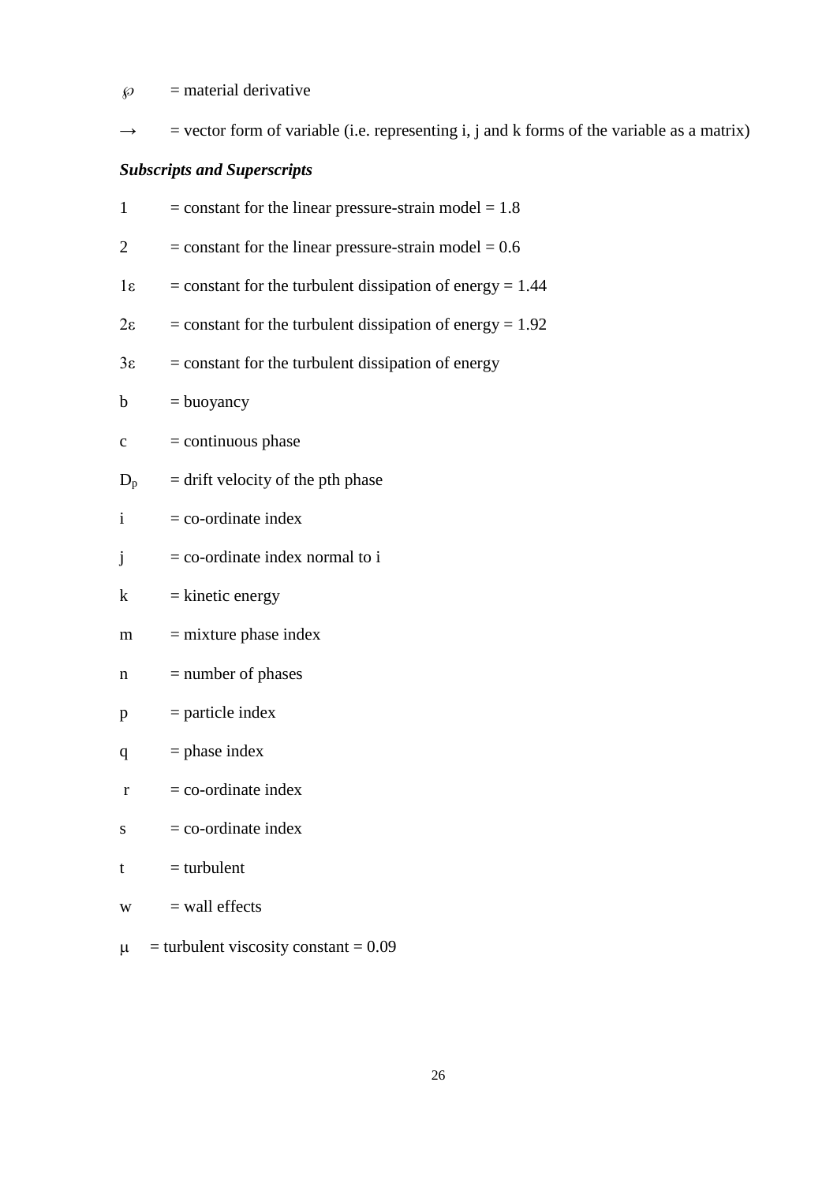$\wp$ = material derivative

$\rightarrow$ = vector form of variable (i.e. representing i, j and k forms of the variable as a matrix)

***Subscripts and Superscripts***

1 = constant for the linear pressure-strain model = 1.8

2 = constant for the linear pressure-strain model = 0.6

$1\varepsilon$ = constant for the turbulent dissipation of energy = 1.44

$2\varepsilon$ = constant for the turbulent dissipation of energy = 1.92

$3\varepsilon$ = constant for the turbulent dissipation of energy

b = buoyancy

c = continuous phase

$D_p$ = drift velocity of the pth phase

i = co-ordinate index

j = co-ordinate index normal to i

k = kinetic energy

m = mixture phase index

n = number of phases

p = particle index

q = phase index

r = co-ordinate index

s = co-ordinate index

t = turbulent

w = wall effects

$\mu$ = turbulent viscosity constant = 0.09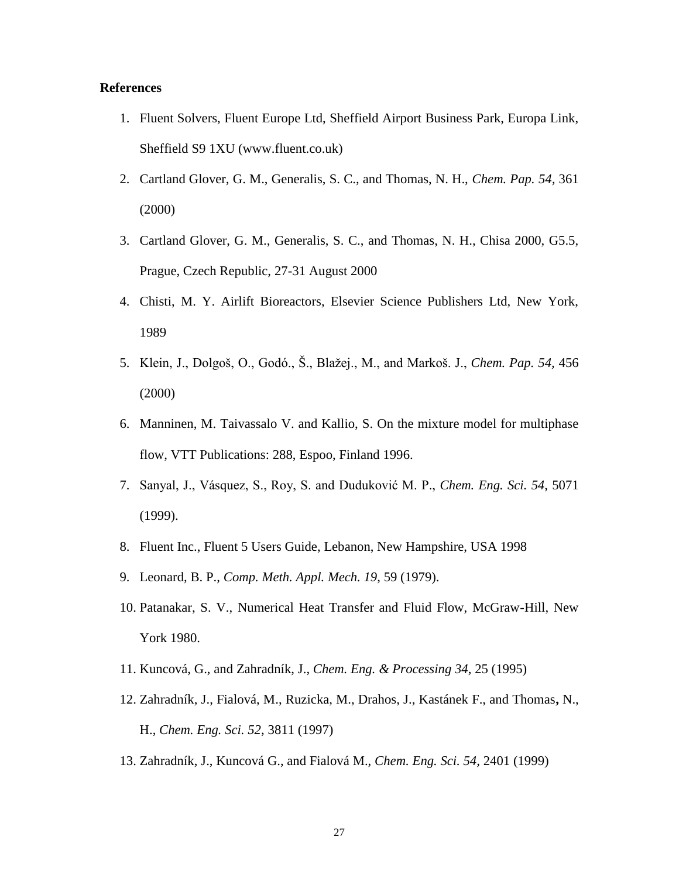**References**

1. Fluent Solvers, Fluent Europe Ltd, Sheffield Airport Business Park, Europa Link, Sheffield S9 1XU (www.fluent.co.uk)
2. Cartland Glover, G. M., Generalis, S. C., and Thomas, N. H., *Chem. Pap. 54,* 361 (2000)
3. Cartland Glover, G. M., Generalis, S. C., and Thomas, N. H., Chisa 2000, G5.5, Prague, Czech Republic, 27-31 August 2000
4. Chisti, M. Y. Airlift Bioreactors, Elsevier Science Publishers Ltd, New York, 1989
5. Klein, J., Dolgoš, O., Godó., Š., Blažej., M., and Markoš. J., *Chem. Pap. 54,* 456 (2000)
6. Manninen, M. Taivassalo V. and Kallio, S. On the mixture model for multiphase flow, VTT Publications: 288, Espoo, Finland 1996.
7. Sanyal, J., Vásquez, S., Roy, S. and Duduković M. P., *Chem. Eng. Sci. 54*, 5071 (1999).
8. Fluent Inc., Fluent 5 Users Guide, Lebanon, New Hampshire, USA 1998
9. Leonard, B. P., *Comp. Meth. Appl. Mech. 19,* 59 (1979).
10. Patanakar, S. V., Numerical Heat Transfer and Fluid Flow, McGraw-Hill, New York 1980.
11. Kuncová, G., and Zahradník, J., *Chem. Eng. & Processing 34*, 25 (1995)
12. Zahradník, J., Fialová, M., Ruzicka, M., Drahos, J., Kastánek F., and Thomas**,** N., H., *Chem. Eng. Sci. 52*, 3811 (1997)
13. Zahradník, J., Kuncová G., and Fialová M., *Chem. Eng. Sci. 54,* 2401 (1999)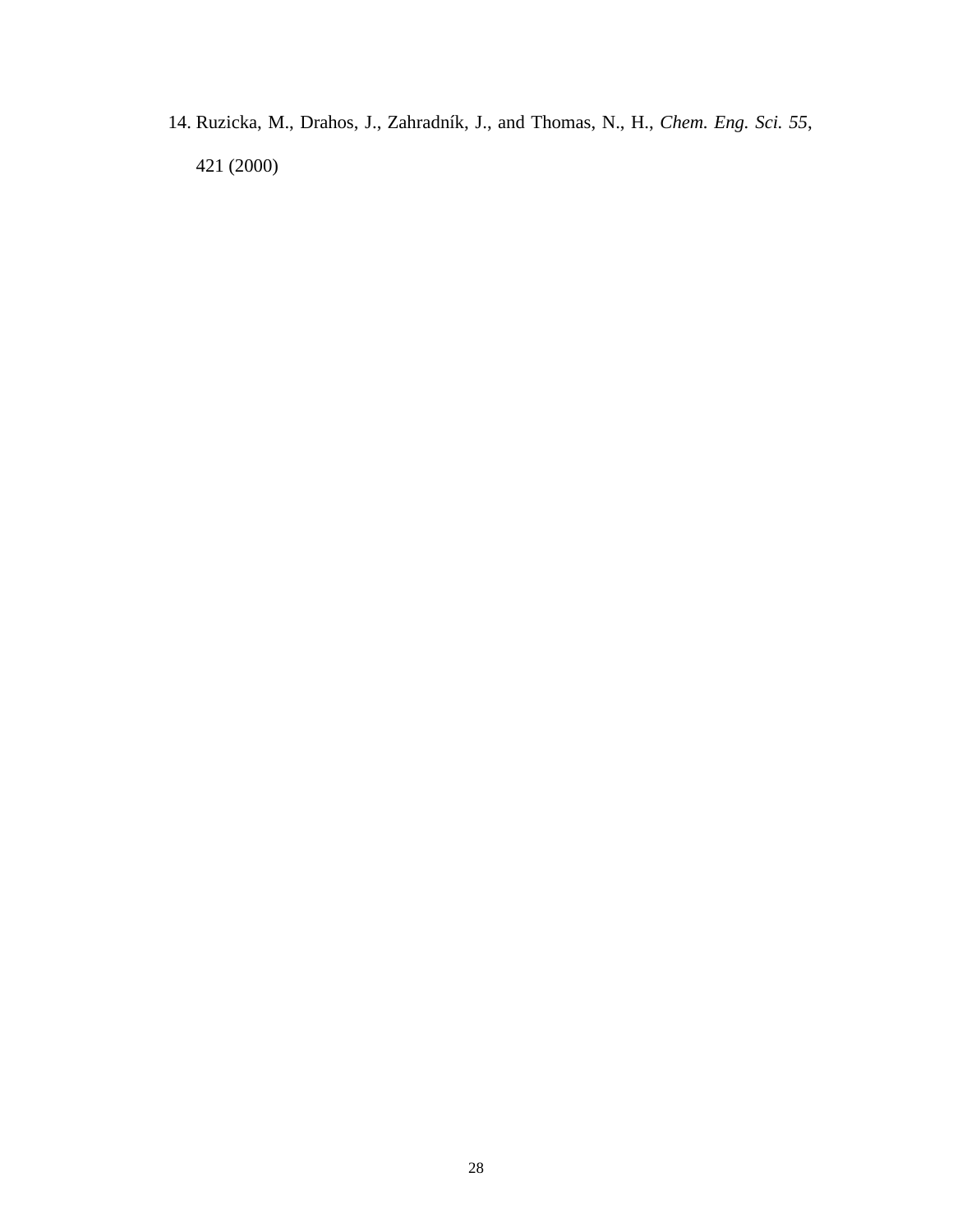14. Ruzicka, M., Drahos, J., Zahradník, J., and Thomas, N., H., *Chem. Eng. Sci. 55*, 421 (2000)